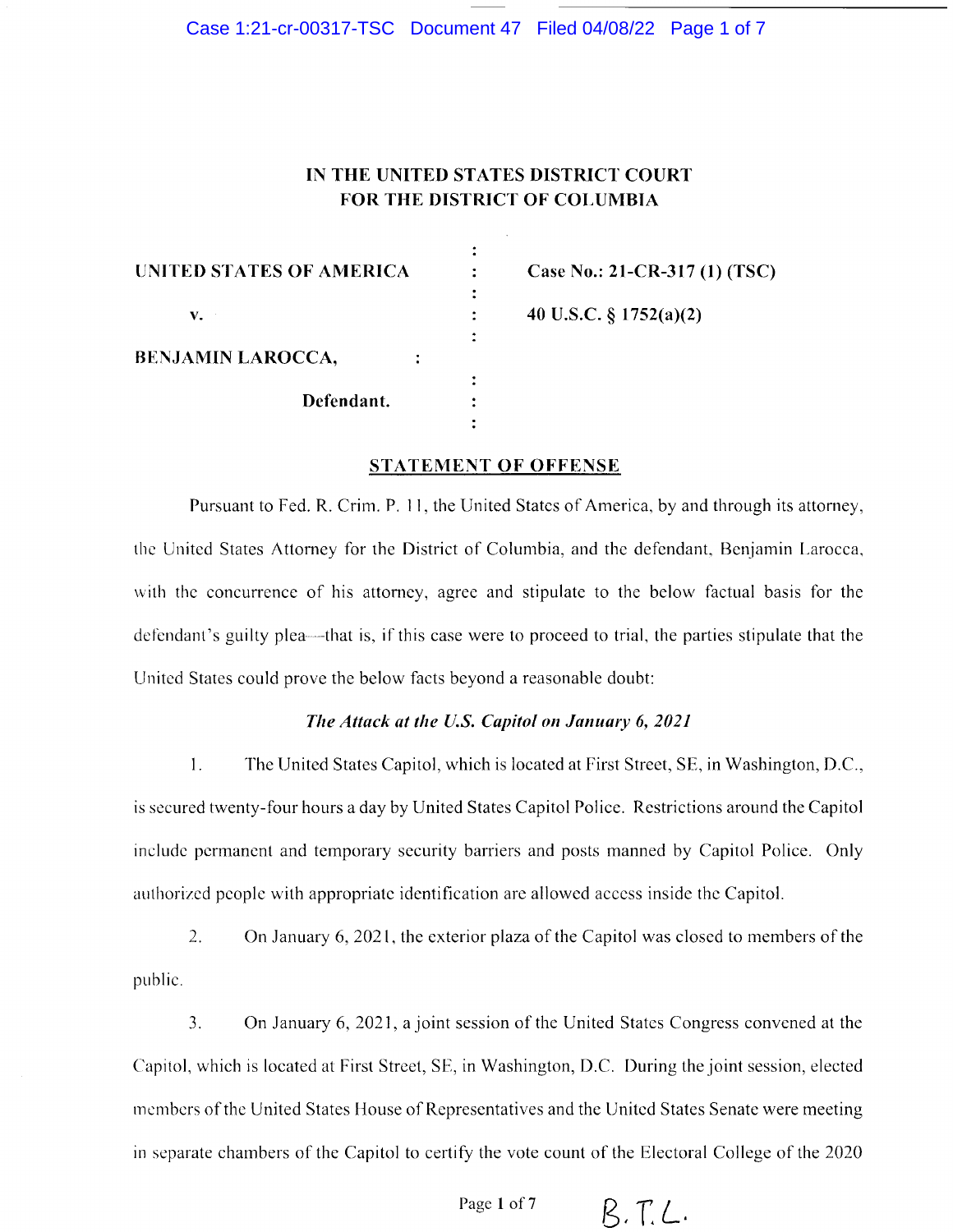# IN THE UNITED STATES DISTRICT COURT FOR THE DISTRICT OF COLUMBIA

| | | |
|---|---|---|
| UNITED STATES OF AMERICA | : | Case No.: 21-CR-317 (1) (TSC) |
| v. | : | 40 U.S.C. § 1752(a)(2) |
| BENJAMIN LAROCCA, | : | |
| Defendant. | : | |

## STATEMENT OF OFFENSE

Pursuant to Fed. R. Crim. P. 11, the United States of America, by and through its attorney, the United States Attorney for the District of Columbia, and the defendant, Benjamin Larocca, with the concurrence of his attorney, agree and stipulate to the below factual basis for the defendant's guilty plea—that is, if this case were to proceed to trial, the parties stipulate that the United States could prove the below facts beyond a reasonable doubt:

### *The Attack at the U.S. Capitol on January 6, 2021*

1. The United States Capitol, which is located at First Street, SE, in Washington, D.C., is secured twenty-four hours a day by United States Capitol Police. Restrictions around the Capitol include permanent and temporary security barriers and posts manned by Capitol Police. Only authorized people with appropriate identification are allowed access inside the Capitol.

2. On January 6, 2021, the exterior plaza of the Capitol was closed to members of the public.

3. On January 6, 2021, a joint session of the United States Congress convened at the Capitol, which is located at First Street, SE, in Washington, D.C. During the joint session, elected members of the United States House of Representatives and the United States Senate were meeting in separate chambers of the Capitol to certify the vote count of the Electoral College of the 2020

B.T.L.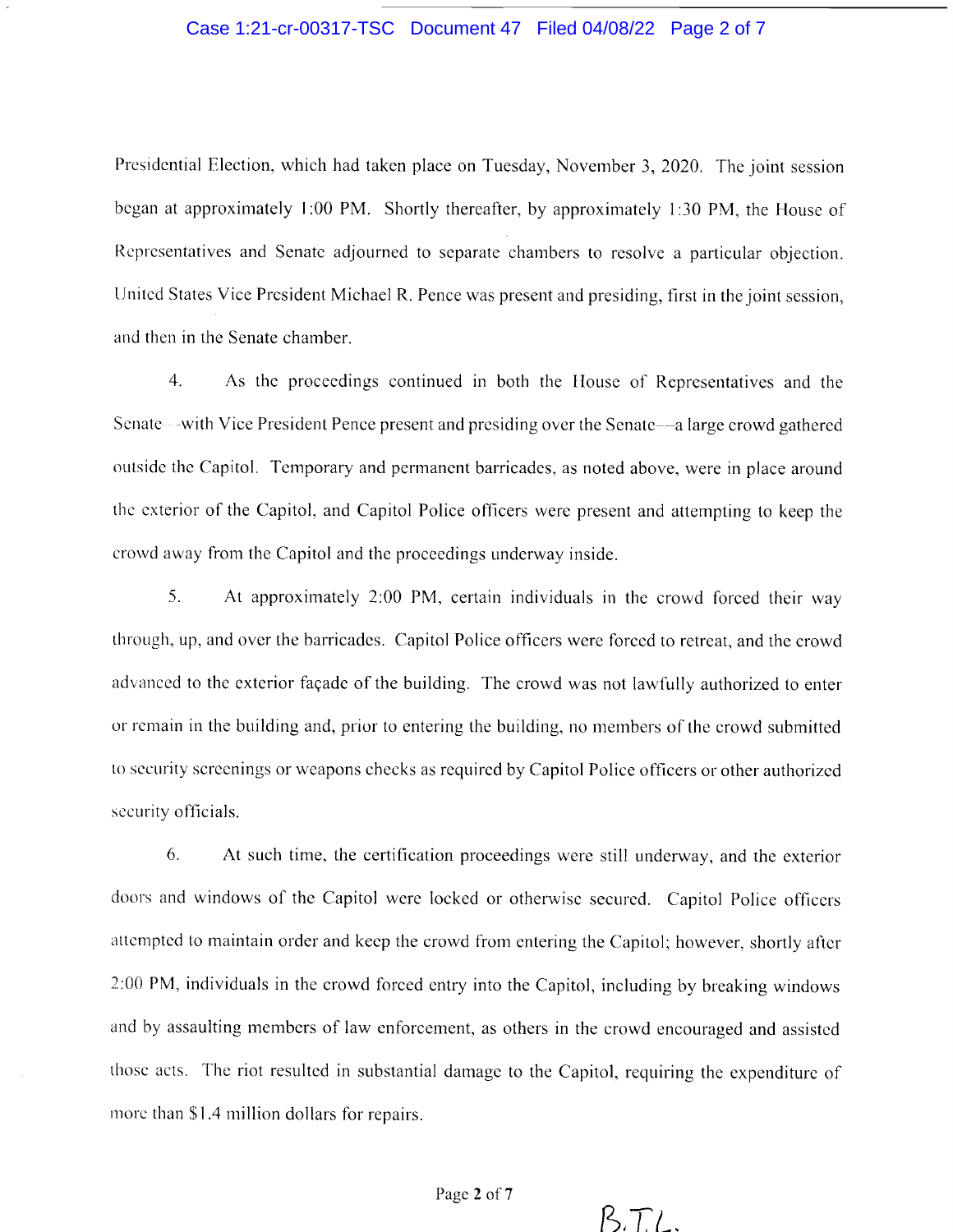Presidential Election, which had taken place on Tuesday, November 3, 2020. The joint session began at approximately 1:00 PM. Shortly thereafter, by approximately 1:30 PM, the House of Representatives and Senate adjourned to separate chambers to resolve a particular objection. United States Vice President Michael R. Pence was present and presiding, first in the joint session, and then in the Senate chamber.

4. As the proceedings continued in both the House of Representatives and the Senate—with Vice President Pence present and presiding over the Senate—a large crowd gathered outside the Capitol. Temporary and permanent barricades, as noted above, were in place around the exterior of the Capitol, and Capitol Police officers were present and attempting to keep the crowd away from the Capitol and the proceedings underway inside.

5. At approximately 2:00 PM, certain individuals in the crowd forced their way through, up, and over the barricades. Capitol Police officers were forced to retreat, and the crowd advanced to the exterior façade of the building. The crowd was not lawfully authorized to enter or remain in the building and, prior to entering the building, no members of the crowd submitted to security screenings or weapons checks as required by Capitol Police officers or other authorized security officials.

6. At such time, the certification proceedings were still underway, and the exterior doors and windows of the Capitol were locked or otherwise secured. Capitol Police officers attempted to maintain order and keep the crowd from entering the Capitol; however, shortly after 2:00 PM, individuals in the crowd forced entry into the Capitol, including by breaking windows and by assaulting members of law enforcement, as others in the crowd encouraged and assisted those acts. The riot resulted in substantial damage to the Capitol, requiring the expenditure of more than $1.4 million dollars for repairs.

B.T.L.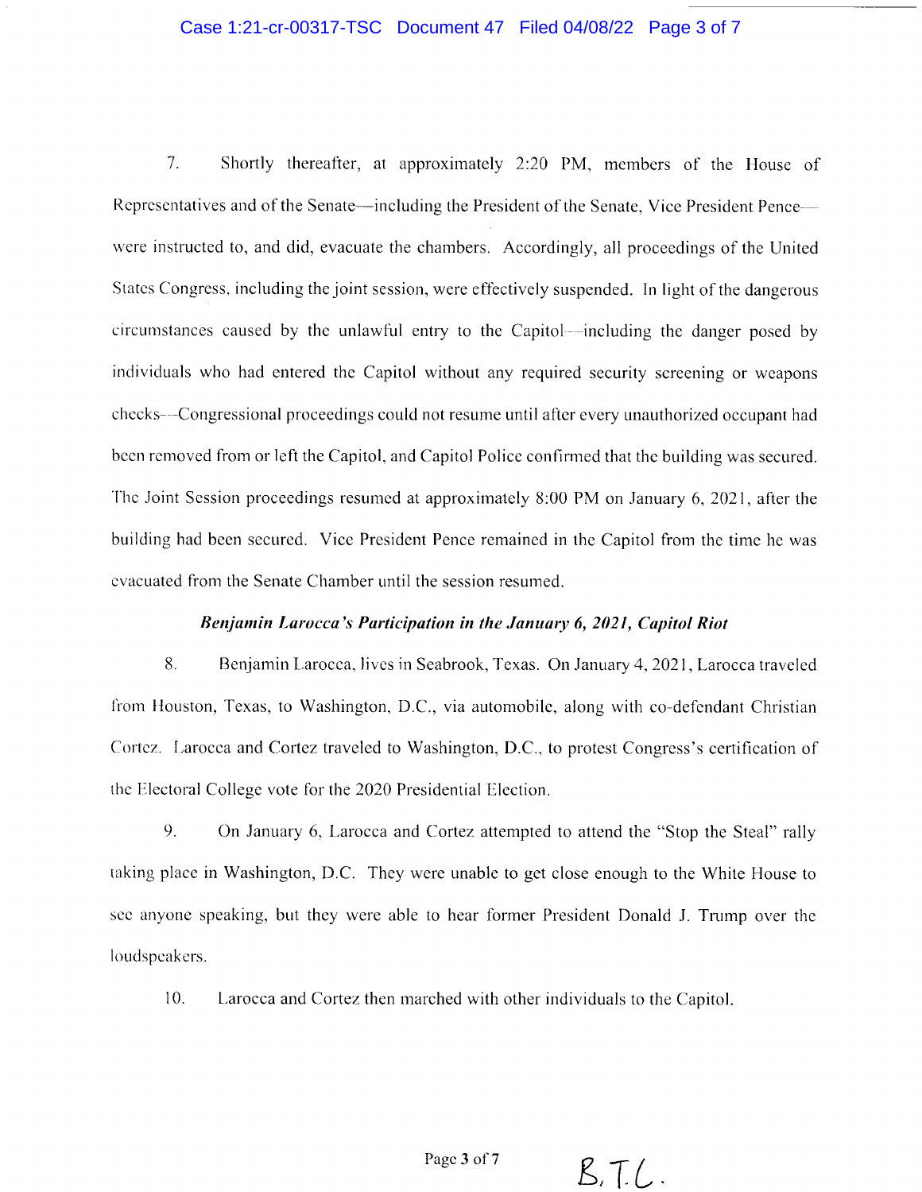7. Shortly thereafter, at approximately 2:20 PM, members of the House of Representatives and of the Senate—including the President of the Senate, Vice President Pence—were instructed to, and did, evacuate the chambers. Accordingly, all proceedings of the United States Congress, including the joint session, were effectively suspended. In light of the dangerous circumstances caused by the unlawful entry to the Capitol—including the danger posed by individuals who had entered the Capitol without any required security screening or weapons checks—Congressional proceedings could not resume until after every unauthorized occupant had been removed from or left the Capitol, and Capitol Police confirmed that the building was secured. The Joint Session proceedings resumed at approximately 8:00 PM on January 6, 2021, after the building had been secured. Vice President Pence remained in the Capitol from the time he was evacuated from the Senate Chamber until the session resumed.

***Benjamin Larocca's Participation in the January 6, 2021, Capitol Riot***

8. Benjamin Larocca, lives in Seabrook, Texas. On January 4, 2021, Larocca traveled from Houston, Texas, to Washington, D.C., via automobile, along with co-defendant Christian Cortez. Larocca and Cortez traveled to Washington, D.C., to protest Congress's certification of the Electoral College vote for the 2020 Presidential Election.

9. On January 6, Larocca and Cortez attempted to attend the "Stop the Steal" rally taking place in Washington, D.C. They were unable to get close enough to the White House to see anyone speaking, but they were able to hear former President Donald J. Trump over the loudspeakers.

10. Larocca and Cortez then marched with other individuals to the Capitol.

B.T.L.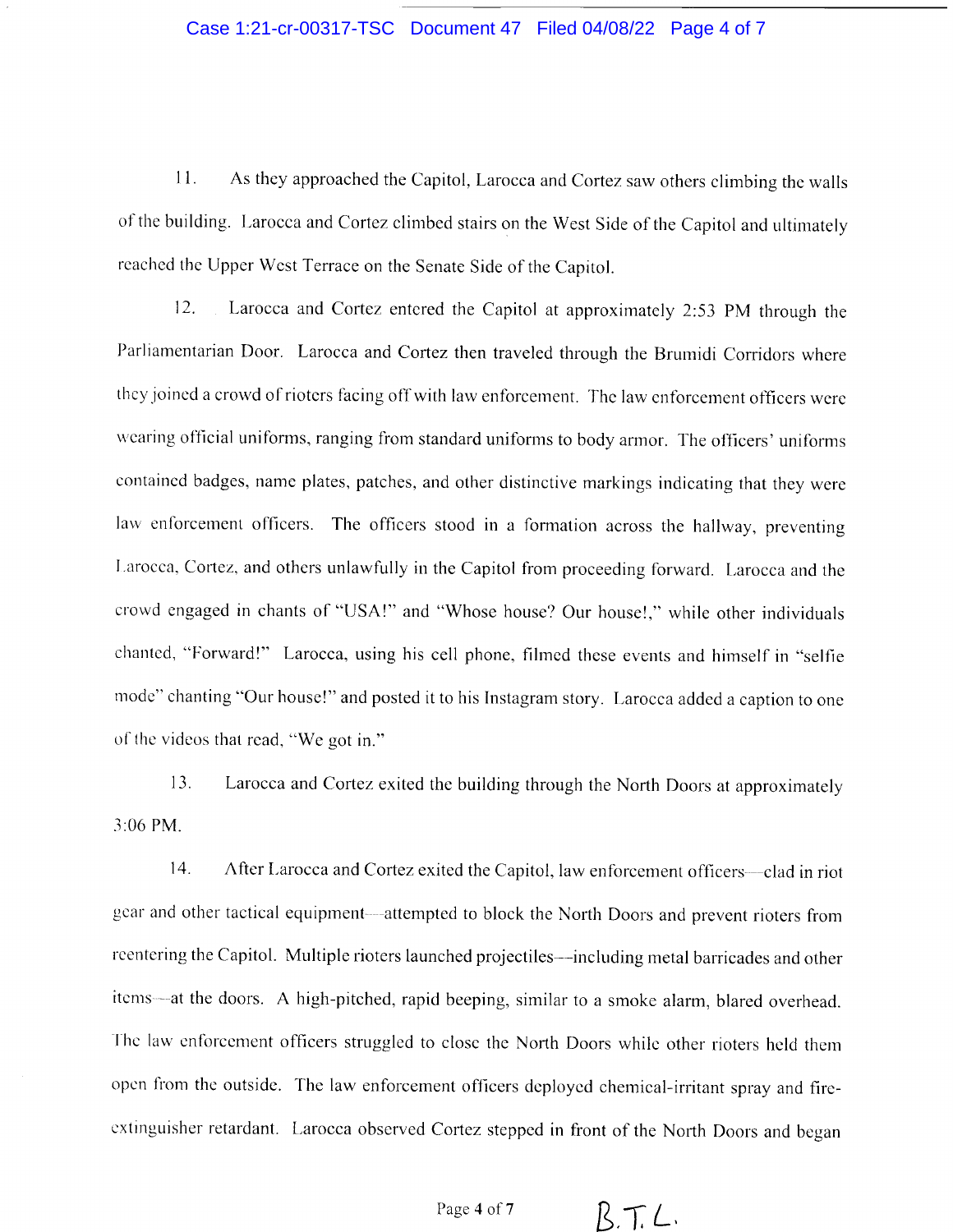11. As they approached the Capitol, Larocca and Cortez saw others climbing the walls of the building. Larocca and Cortez climbed stairs on the West Side of the Capitol and ultimately reached the Upper West Terrace on the Senate Side of the Capitol.

12. Larocca and Cortez entered the Capitol at approximately 2:53 PM through the Parliamentarian Door. Larocca and Cortez then traveled through the Brumidi Corridors where they joined a crowd of rioters facing off with law enforcement. The law enforcement officers were wearing official uniforms, ranging from standard uniforms to body armor. The officers' uniforms contained badges, name plates, patches, and other distinctive markings indicating that they were law enforcement officers. The officers stood in a formation across the hallway, preventing Larocca, Cortez, and others unlawfully in the Capitol from proceeding forward. Larocca and the crowd engaged in chants of "USA!" and "Whose house? Our house!," while other individuals chanted, "Forward!" Larocca, using his cell phone, filmed these events and himself in "selfie mode" chanting "Our house!" and posted it to his Instagram story. Larocca added a caption to one of the videos that read, "We got in."

13. Larocca and Cortez exited the building through the North Doors at approximately 3:06 PM.

14. After Larocca and Cortez exited the Capitol, law enforcement officers—clad in riot gear and other tactical equipment—attempted to block the North Doors and prevent rioters from reentering the Capitol. Multiple rioters launched projectiles—including metal barricades and other items—at the doors. A high-pitched, rapid beeping, similar to a smoke alarm, blared overhead. The law enforcement officers struggled to close the North Doors while other rioters held them open from the outside. The law enforcement officers deployed chemical-irritant spray and fire-extinguisher retardant. Larocca observed Cortez stepped in front of the North Doors and began

B.T.L.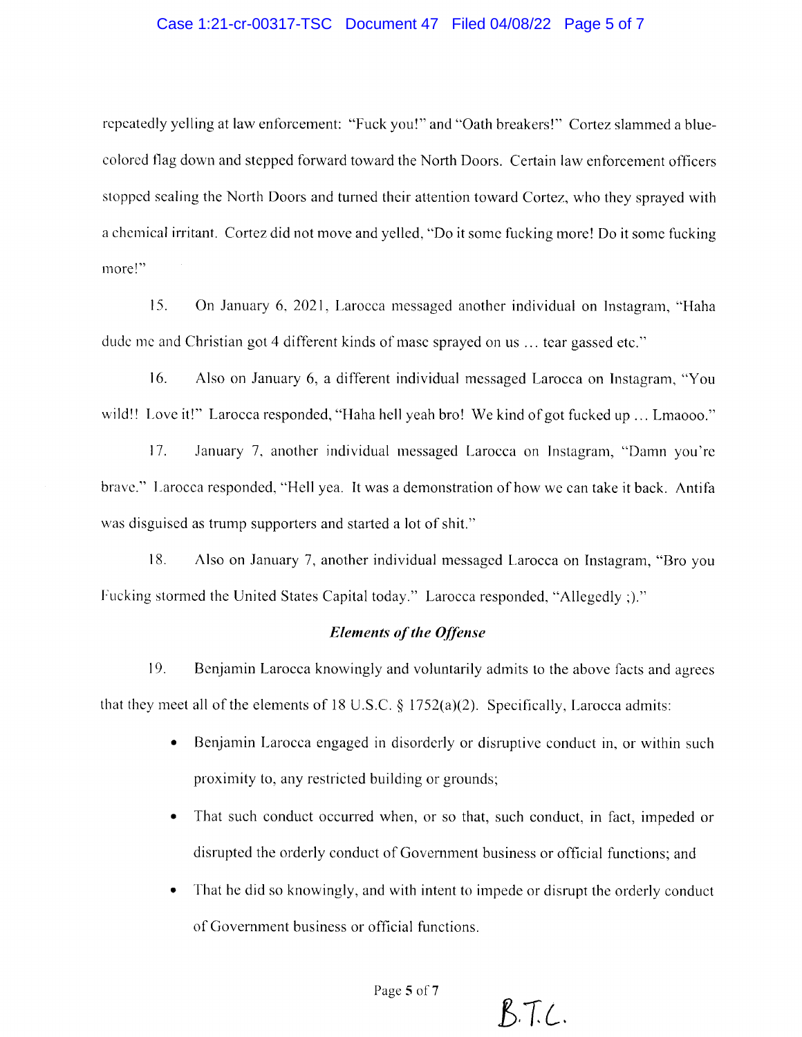repeatedly yelling at law enforcement: "Fuck you!" and "Oath breakers!" Cortez slammed a blue-colored flag down and stepped forward toward the North Doors. Certain law enforcement officers stopped sealing the North Doors and turned their attention toward Cortez, who they sprayed with a chemical irritant. Cortez did not move and yelled, "Do it some fucking more! Do it some fucking more!"

15. On January 6, 2021, Larocca messaged another individual on Instagram, "Haha dude me and Christian got 4 different kinds of masc sprayed on us … tear gassed etc."

16. Also on January 6, a different individual messaged Larocca on Instagram, "You wild!! Love it!" Larocca responded, "Haha hell yeah bro! We kind of got fucked up … Lmaooo."

17. January 7, another individual messaged Larocca on Instagram, "Damn you're brave." Larocca responded, "Hell yea. It was a demonstration of how we can take it back. Antifa was disguised as trump supporters and started a lot of shit."

18. Also on January 7, another individual messaged Larocca on Instagram, "Bro you Fucking stormed the United States Capital today." Larocca responded, "Allegedly ;)."

***Elements of the Offense***

19. Benjamin Larocca knowingly and voluntarily admits to the above facts and agrees that they meet all of the elements of 18 U.S.C. § 1752(a)(2). Specifically, Larocca admits:

- Benjamin Larocca engaged in disorderly or disruptive conduct in, or within such proximity to, any restricted building or grounds;
- That such conduct occurred when, or so that, such conduct, in fact, impeded or disrupted the orderly conduct of Government business or official functions; and
- That he did so knowingly, and with intent to impede or disrupt the orderly conduct of Government business or official functions.

B.T.C.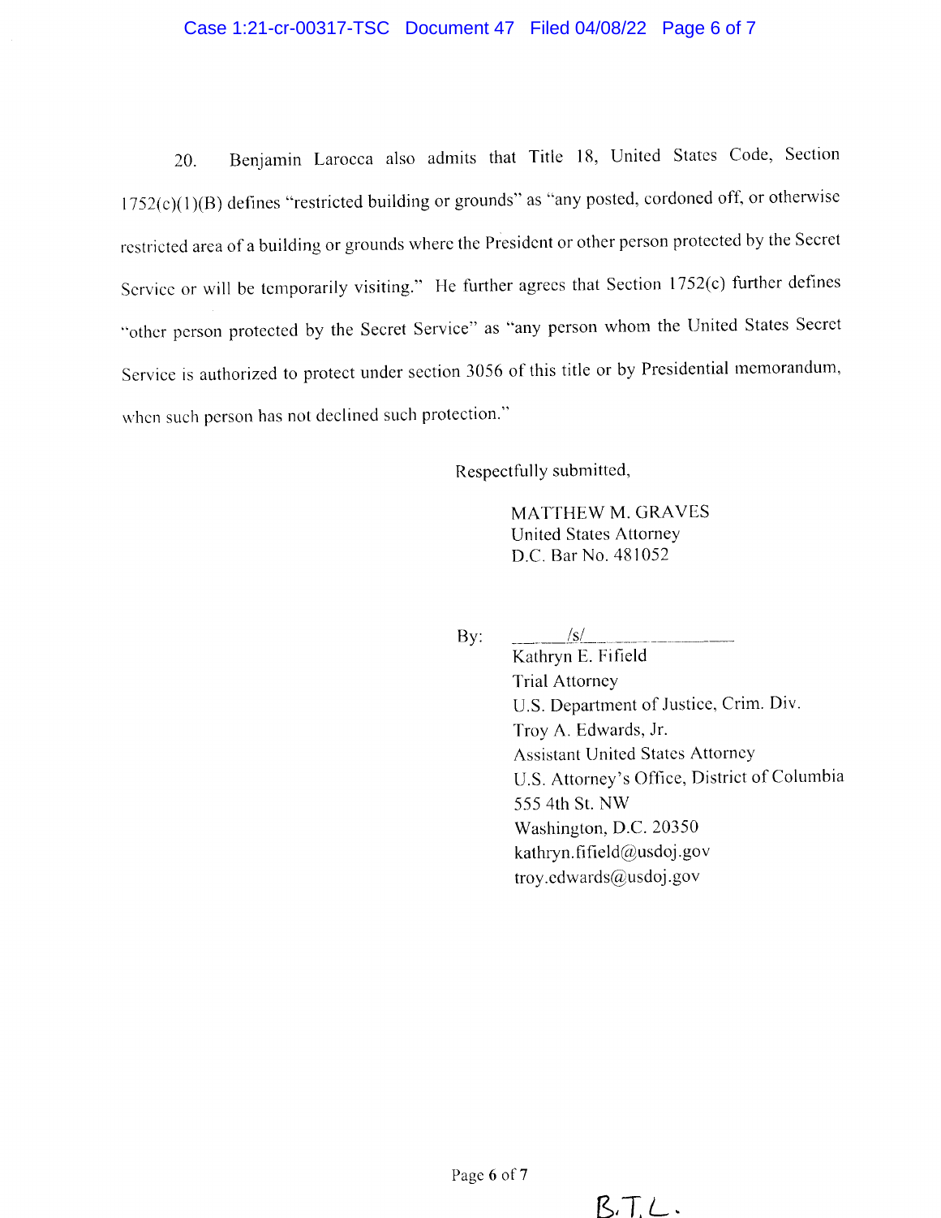20. Benjamin Larocca also admits that Title 18, United States Code, Section 1752(c)(1)(B) defines "restricted building or grounds" as "any posted, cordoned off, or otherwise restricted area of a building or grounds where the President or other person protected by the Secret Service or will be temporarily visiting." He further agrees that Section 1752(c) further defines "other person protected by the Secret Service" as "any person whom the United States Secret Service is authorized to protect under section 3056 of this title or by Presidential memorandum, when such person has not declined such protection."

Respectfully submitted,

MATTHEW M. GRAVES
United States Attorney
D.C. Bar No. 481052

By: ______/s/______________

Kathryn E. Fifield
Trial Attorney
U.S. Department of Justice, Crim. Div.
Troy A. Edwards, Jr.
Assistant United States Attorney
U.S. Attorney's Office, District of Columbia
555 4th St. NW
Washington, D.C. 20350
kathryn.fifield@usdoj.gov
troy.edwards@usdoj.gov

B.T.L.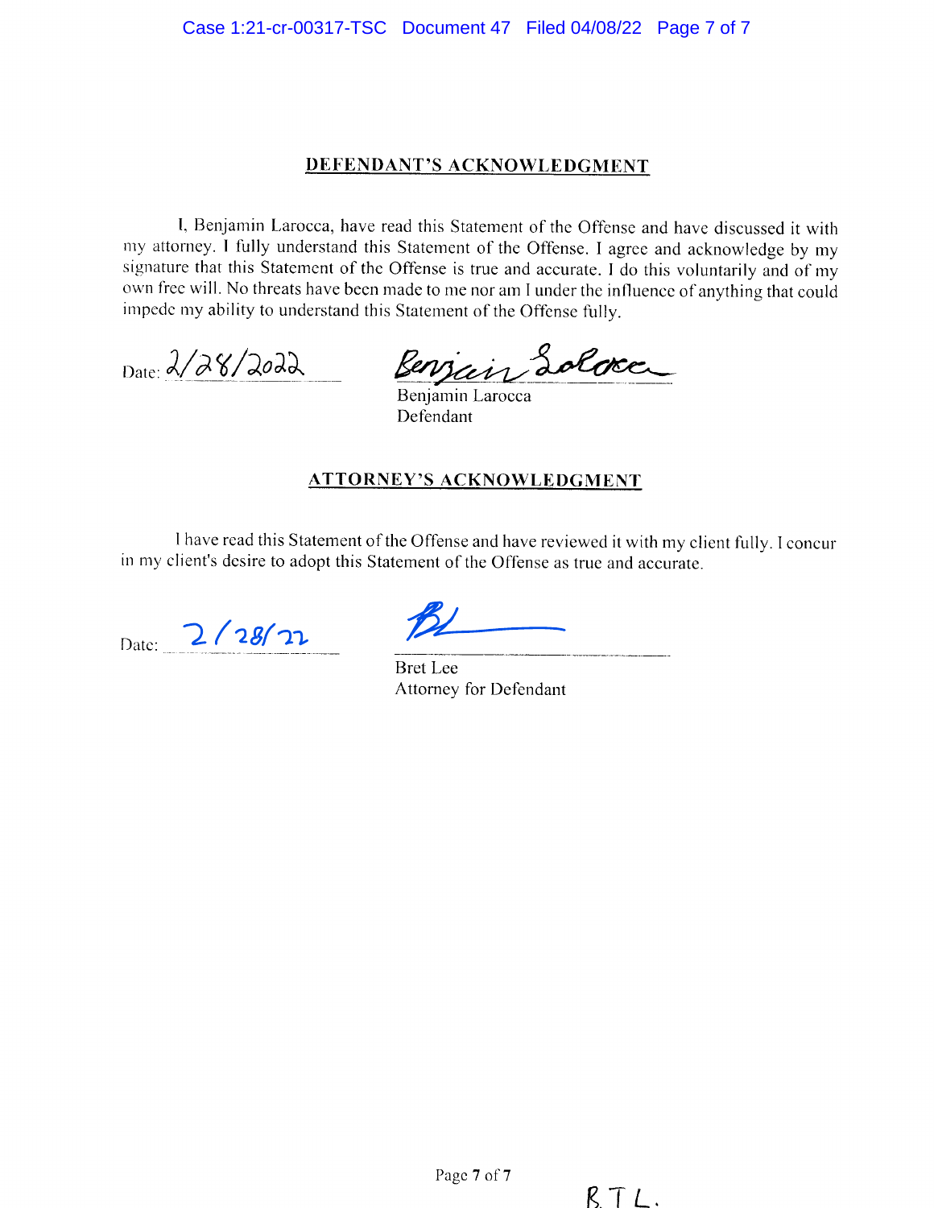## DEFENDANT'S ACKNOWLEDGMENT

I, Benjamin Larocca, have read this Statement of the Offense and have discussed it with my attorney. I fully understand this Statement of the Offense. I agree and acknowledge by my signature that this Statement of the Offense is true and accurate. I do this voluntarily and of my own free will. No threats have been made to me nor am I under the influence of anything that could impede my ability to understand this Statement of the Offense fully.

Date: 2/28/2022

Benjamin Larocca
Defendant

## ATTORNEY'S ACKNOWLEDGMENT

I have read this Statement of the Offense and have reviewed it with my client fully. I concur in my client's desire to adopt this Statement of the Offense as true and accurate.

Date: 2/28/22

Bret Lee
Attorney for Defendant

B.T.L.